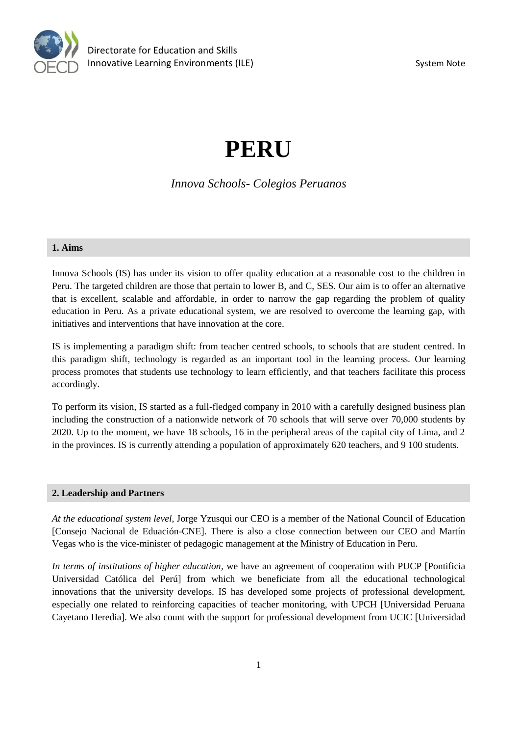# PERU

*Innova Schools- Colegios Peruanos*

## 1. Aims

Innova Schools (IS) has under its vision to offer quality education at a reasonable cost to the children in Peru. The targeted children are those that pertain to lower B, and C, SES. Our aim is to offer an alternative that is excellent, scalable and affordable, in order to narrow the gap regarding the problem of quality education in Peru. As a private educational system, we are resolved to overcome the learning gap, with initiatives and interventions that have innovation at the core.

IS is implementing a paradigm shift: from teacher centred schools, to schools that are student centred. In this paradigm shift, technology is regarded as an important tool in the learning process. Our learning process promotes that students use technology to learn efficiently, and that teachers facilitate this process accordingly.

To perform its vision, IS started as a full-fledged company in 2010 with a carefully designed business plan including the construction of a nationwide network of 70 schools that will serve over 70,000 students by 2020. Up to the moment, we have 18 schools, 16 in the peripheral areas of the capital city of Lima, and 2 in the provinces. IS is currently attending a population of approximately 620 teachers, and 9 100 students.

## 2. Leadership and Partners

*At the educational system level,* Jorge Yzusqui our CEO is a member of the National Council of Education [Consejo Nacional de Eduación-CNE]. There is also a close connection between our CEO and Martín Vegas who is the vice-minister of pedagogic management at the Ministry of Education in Peru.

*In terms of institutions of higher education,* we have an agreement of cooperation with PUCP [Pontificia Universidad Católica del Perú] from which we beneficiate from all the educational technological innovations that the university develops. IS has developed some projects of professional development, especially one related to reinforcing capacities of teacher monitoring, with UPCH [Universidad Peruana Cayetano Heredia]. We also count with the support for professional development from UCIC [Universidad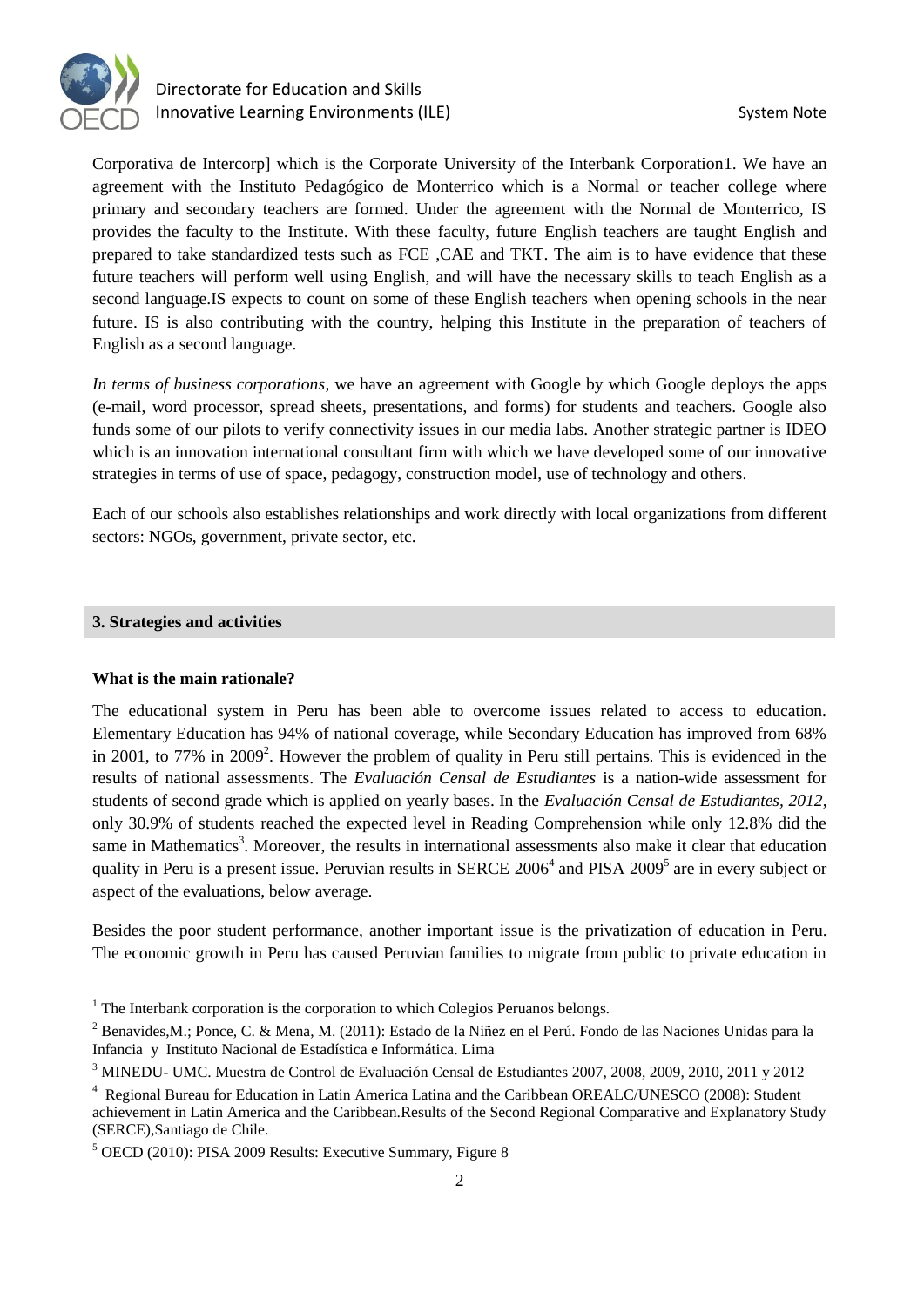Corporativa de Intercorp] which is the Corporate University of the Interbank Corporation1. We have an agreement with the Instituto Pedagógico de Monterrico which is a Normal or teacher college where primary and secondary teachers are formed. Under the agreement with the Normal de Monterrico, IS provides the faculty to the Institute. With these faculty, future English teachers are taught English and prepared to take standardized tests such as FCE ,CAE and TKT. The aim is to have evidence that these future teachers will perform well using English, and will have the necessary skills to teach English as a second language.IS expects to count on some of these English teachers when opening schools in the near future. IS is also contributing with the country, helping this Institute in the preparation of teachers of English as a second language.

*In terms of business corporations*, we have an agreement with Google by which Google deploys the apps (e-mail, word processor, spread sheets, presentations, and forms) for students and teachers. Google also funds some of our pilots to verify connectivity issues in our media labs. Another strategic partner is IDEO which is an innovation international consultant firm with which we have developed some of our innovative strategies in terms of use of space, pedagogy, construction model, use of technology and others.

Each of our schools also establishes relationships and work directly with local organizations from different sectors: NGOs, government, private sector, etc.

## 3. Strategies and activities

**What is the main rationale?**

The educational system in Peru has been able to overcome issues related to access to education. Elementary Education has 94% of national coverage, while Secondary Education has improved from 68% in 2001, to 77% in 2009[2]. However the problem of quality in Peru still pertains. This is evidenced in the results of national assessments. The *Evaluación Censal de Estudiantes* is a nation-wide assessment for students of second grade which is applied on yearly bases. In the *Evaluación Censal de Estudiantes, 2012*, only 30.9% of students reached the expected level in Reading Comprehension while only 12.8% did the same in Mathematics[3]. Moreover, the results in international assessments also make it clear that education quality in Peru is a present issue. Peruvian results in SERCE 2006[4] and PISA 2009[5] are in every subject or aspect of the evaluations, below average.

Besides the poor student performance, another important issue is the privatization of education in Peru. The economic growth in Peru has caused Peruvian families to migrate from public to private education in

---

[1] The Interbank corporation is the corporation to which Colegios Peruanos belongs.

[2] Benavides,M.; Ponce, C. & Mena, M. (2011): Estado de la Niñez en el Perú. Fondo de las Naciones Unidas para la Infancia y Instituto Nacional de Estadística e Informática. Lima

[3] MINEDU- UMC. Muestra de Control de Evaluación Censal de Estudiantes 2007, 2008, 2009, 2010, 2011 y 2012

[4] Regional Bureau for Education in Latin America Latina and the Caribbean OREALC/UNESCO (2008): Student achievement in Latin America and the Caribbean.Results of the Second Regional Comparative and Explanatory Study (SERCE),Santiago de Chile.

[5] OECD (2010): PISA 2009 Results: Executive Summary, Figure 8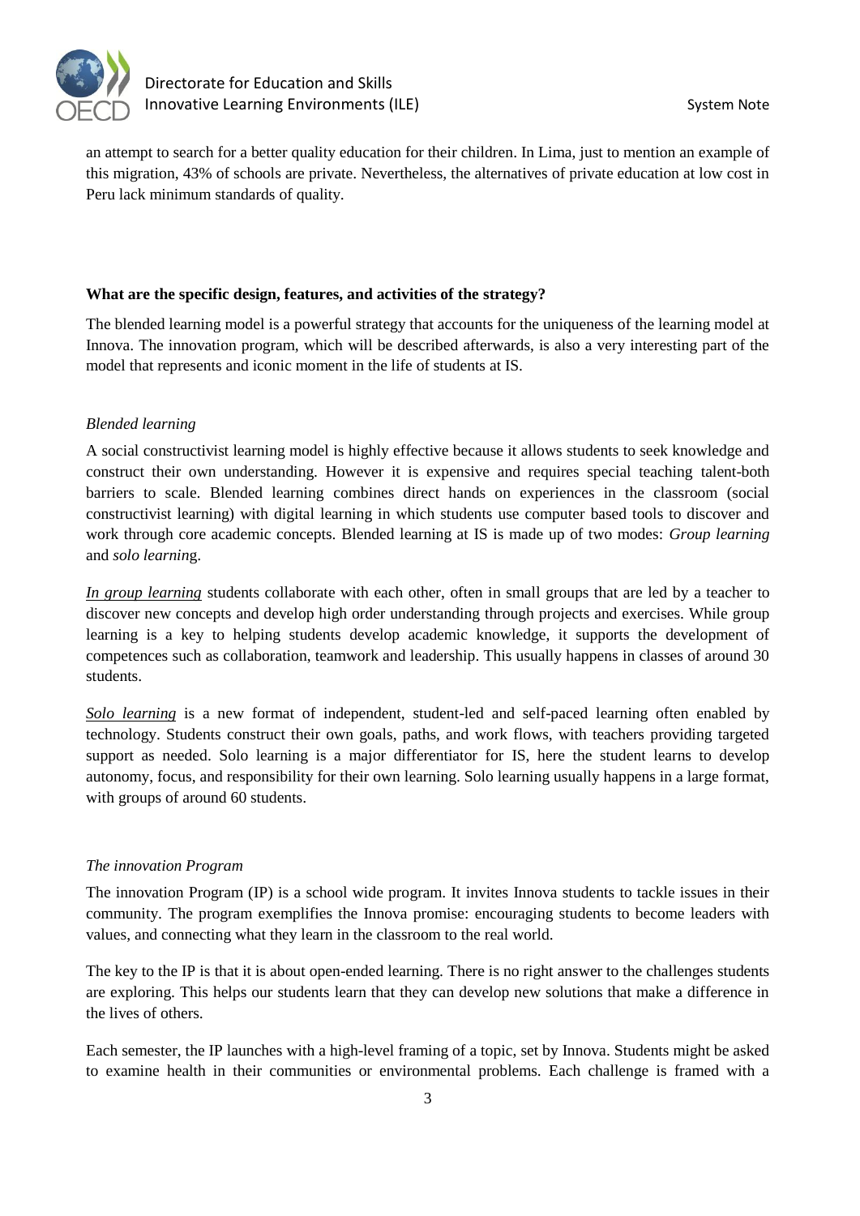an attempt to search for a better quality education for their children. In Lima, just to mention an example of this migration, 43% of schools are private. Nevertheless, the alternatives of private education at low cost in Peru lack minimum standards of quality.

**What are the specific design, features, and activities of the strategy?**

The blended learning model is a powerful strategy that accounts for the uniqueness of the learning model at Innova. The innovation program, which will be described afterwards, is also a very interesting part of the model that represents and iconic moment in the life of students at IS.

*Blended learning*

A social constructivist learning model is highly effective because it allows students to seek knowledge and construct their own understanding. However it is expensive and requires special teaching talent-both barriers to scale. Blended learning combines direct hands on experiences in the classroom (social constructivist learning) with digital learning in which students use computer based tools to discover and work through core academic concepts. Blended learning at IS is made up of two modes: *Group learning* and *solo learning*.

*In group learning* students collaborate with each other, often in small groups that are led by a teacher to discover new concepts and develop high order understanding through projects and exercises. While group learning is a key to helping students develop academic knowledge, it supports the development of competences such as collaboration, teamwork and leadership. This usually happens in classes of around 30 students.

*Solo learning* is a new format of independent, student-led and self-paced learning often enabled by technology. Students construct their own goals, paths, and work flows, with teachers providing targeted support as needed. Solo learning is a major differentiator for IS, here the student learns to develop autonomy, focus, and responsibility for their own learning. Solo learning usually happens in a large format, with groups of around 60 students.

*The innovation Program*

The innovation Program (IP) is a school wide program. It invites Innova students to tackle issues in their community. The program exemplifies the Innova promise: encouraging students to become leaders with values, and connecting what they learn in the classroom to the real world.

The key to the IP is that it is about open-ended learning. There is no right answer to the challenges students are exploring. This helps our students learn that they can develop new solutions that make a difference in the lives of others.

Each semester, the IP launches with a high-level framing of a topic, set by Innova. Students might be asked to examine health in their communities or environmental problems. Each challenge is framed with a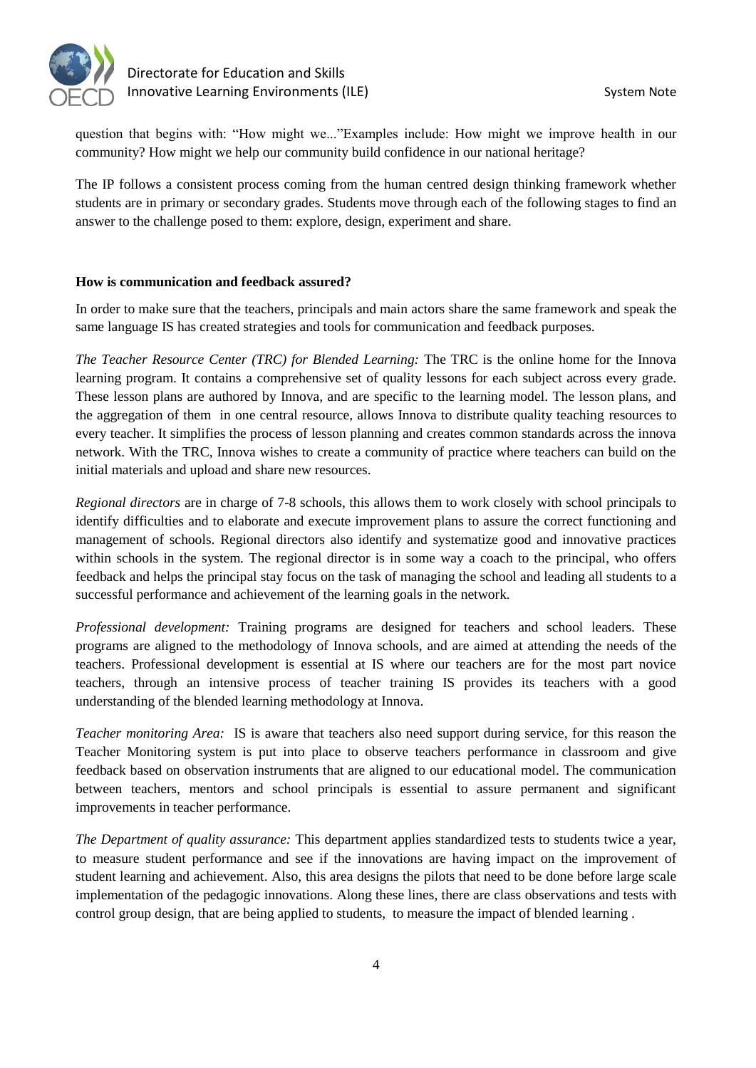question that begins with: "How might we..."Examples include: How might we improve health in our community? How might we help our community build confidence in our national heritage?

The IP follows a consistent process coming from the human centred design thinking framework whether students are in primary or secondary grades. Students move through each of the following stages to find an answer to the challenge posed to them: explore, design, experiment and share.

**How is communication and feedback assured?**

In order to make sure that the teachers, principals and main actors share the same framework and speak the same language IS has created strategies and tools for communication and feedback purposes.

*The Teacher Resource Center (TRC) for Blended Learning:* The TRC is the online home for the Innova learning program. It contains a comprehensive set of quality lessons for each subject across every grade. These lesson plans are authored by Innova, and are specific to the learning model. The lesson plans, and the aggregation of them in one central resource, allows Innova to distribute quality teaching resources to every teacher. It simplifies the process of lesson planning and creates common standards across the innova network. With the TRC, Innova wishes to create a community of practice where teachers can build on the initial materials and upload and share new resources.

*Regional directors* are in charge of 7-8 schools, this allows them to work closely with school principals to identify difficulties and to elaborate and execute improvement plans to assure the correct functioning and management of schools. Regional directors also identify and systematize good and innovative practices within schools in the system. The regional director is in some way a coach to the principal, who offers feedback and helps the principal stay focus on the task of managing the school and leading all students to a successful performance and achievement of the learning goals in the network.

*Professional development:* Training programs are designed for teachers and school leaders. These programs are aligned to the methodology of Innova schools, and are aimed at attending the needs of the teachers. Professional development is essential at IS where our teachers are for the most part novice teachers, through an intensive process of teacher training IS provides its teachers with a good understanding of the blended learning methodology at Innova.

*Teacher monitoring Area:* IS is aware that teachers also need support during service, for this reason the Teacher Monitoring system is put into place to observe teachers performance in classroom and give feedback based on observation instruments that are aligned to our educational model. The communication between teachers, mentors and school principals is essential to assure permanent and significant improvements in teacher performance.

*The Department of quality assurance:* This department applies standardized tests to students twice a year, to measure student performance and see if the innovations are having impact on the improvement of student learning and achievement. Also, this area designs the pilots that need to be done before large scale implementation of the pedagogic innovations. Along these lines, there are class observations and tests with control group design, that are being applied to students, to measure the impact of blended learning .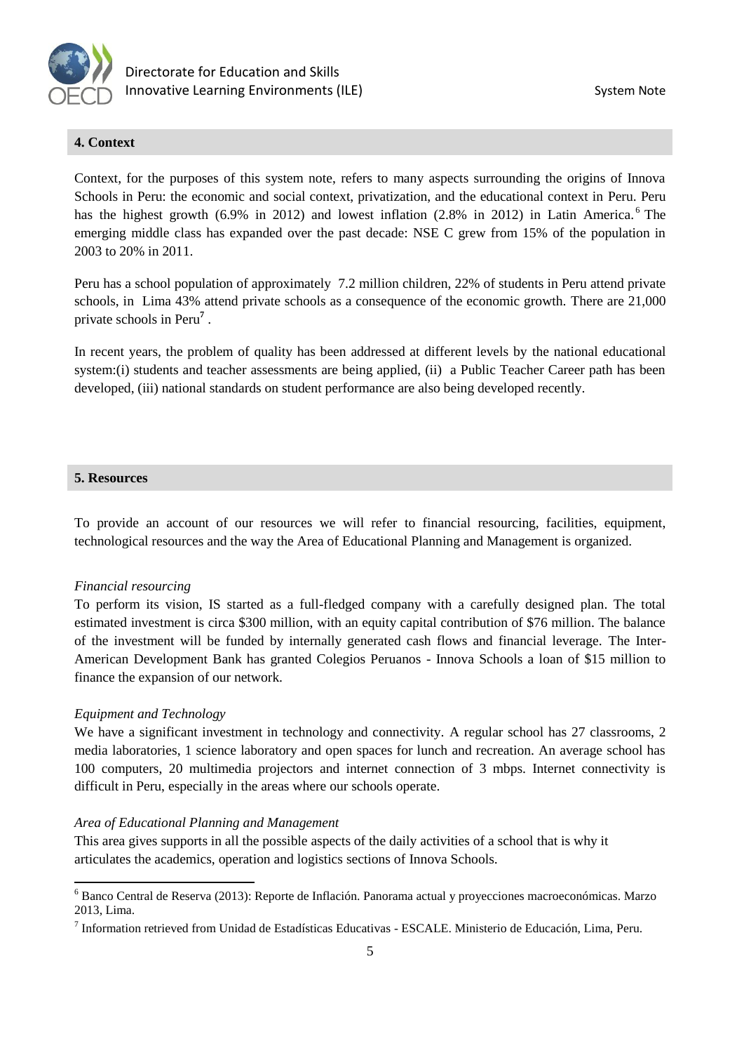## 4. Context

Context, for the purposes of this system note, refers to many aspects surrounding the origins of Innova Schools in Peru: the economic and social context, privatization, and the educational context in Peru. Peru has the highest growth (6.9% in 2012) and lowest inflation (2.8% in 2012) in Latin America.[6] The emerging middle class has expanded over the past decade: NSE C grew from 15% of the population in 2003 to 20% in 2011.

Peru has a school population of approximately 7.2 million children, 22% of students in Peru attend private schools, in Lima 43% attend private schools as a consequence of the economic growth. There are 21,000 private schools in Peru[7] .

In recent years, the problem of quality has been addressed at different levels by the national educational system:(i) students and teacher assessments are being applied, (ii) a Public Teacher Career path has been developed, (iii) national standards on student performance are also being developed recently.

## 5. Resources

To provide an account of our resources we will refer to financial resourcing, facilities, equipment, technological resources and the way the Area of Educational Planning and Management is organized.

*Financial resourcing*

To perform its vision, IS started as a full-fledged company with a carefully designed plan. The total estimated investment is circa $300 million, with an equity capital contribution of $76 million. The balance of the investment will be funded by internally generated cash flows and financial leverage. The Inter-American Development Bank has granted Colegios Peruanos - Innova Schools a loan of $15 million to finance the expansion of our network.

*Equipment and Technology*

We have a significant investment in technology and connectivity. A regular school has 27 classrooms, 2 media laboratories, 1 science laboratory and open spaces for lunch and recreation. An average school has 100 computers, 20 multimedia projectors and internet connection of 3 mbps. Internet connectivity is difficult in Peru, especially in the areas where our schools operate.

*Area of Educational Planning and Management*

This area gives supports in all the possible aspects of the daily activities of a school that is why it articulates the academics, operation and logistics sections of Innova Schools.

---

[6] Banco Central de Reserva (2013): Reporte de Inflación. Panorama actual y proyecciones macroeconómicas. Marzo 2013, Lima.

[7] Information retrieved from Unidad de Estadísticas Educativas - ESCALE. Ministerio de Educación, Lima, Peru.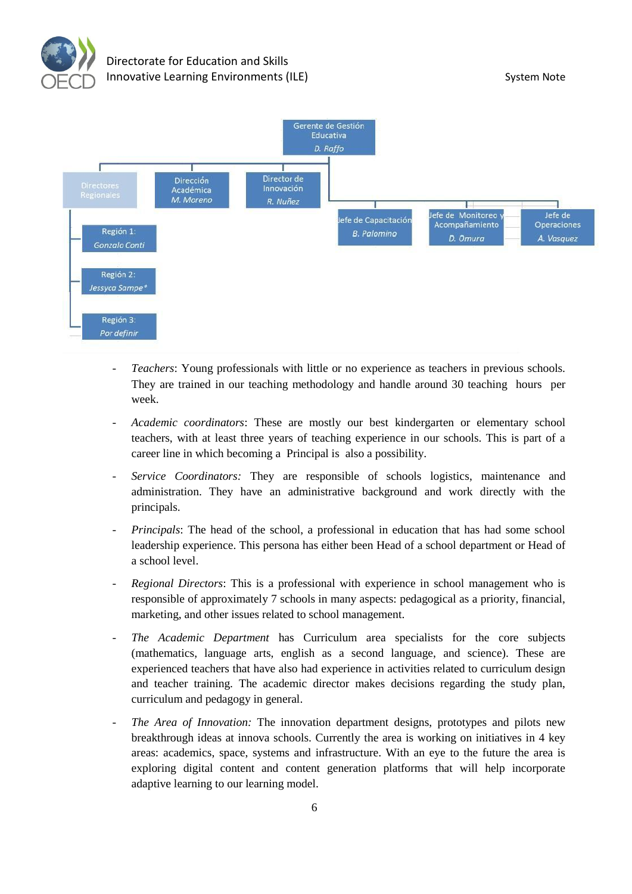Gerente de Gestión Educativa
*D. Raffo*

- Directores Regionales
  - Región 1: *Gonzalo Conti*
  - Región 2: *Jessyca Sampe**
  - Región 3: *Por definir*
- Dirección Académica — *M. Moreno*
- Director de Innovación — *R. Nuñez*
- Jefe de Capacitación — *B. Palomino*
- Jefe de Monitoreo y Acompañamiento — *D. Omura*
- Jefe de Operaciones — *A. Vasquez*

- *Teachers*: Young professionals with little or no experience as teachers in previous schools. They are trained in our teaching methodology and handle around 30 teaching hours per week.

- *Academic coordinators*: These are mostly our best kindergarten or elementary school teachers, with at least three years of teaching experience in our schools. This is part of a career line in which becoming a Principal is also a possibility.

- *Service Coordinators:* They are responsible of schools logistics, maintenance and administration. They have an administrative background and work directly with the principals.

- *Principals*: The head of the school, a professional in education that has had some school leadership experience. This persona has either been Head of a school department or Head of a school level.

- *Regional Directors*: This is a professional with experience in school management who is responsible of approximately 7 schools in many aspects: pedagogical as a priority, financial, marketing, and other issues related to school management.

- *The Academic Department* has Curriculum area specialists for the core subjects (mathematics, language arts, english as a second language, and science). These are experienced teachers that have also had experience in activities related to curriculum design and teacher training. The academic director makes decisions regarding the study plan, curriculum and pedagogy in general.

- *The Area of Innovation:* The innovation department designs, prototypes and pilots new breakthrough ideas at innova schools. Currently the area is working on initiatives in 4 key areas: academics, space, systems and infrastructure. With an eye to the future the area is exploring digital content and content generation platforms that will help incorporate adaptive learning to our learning model.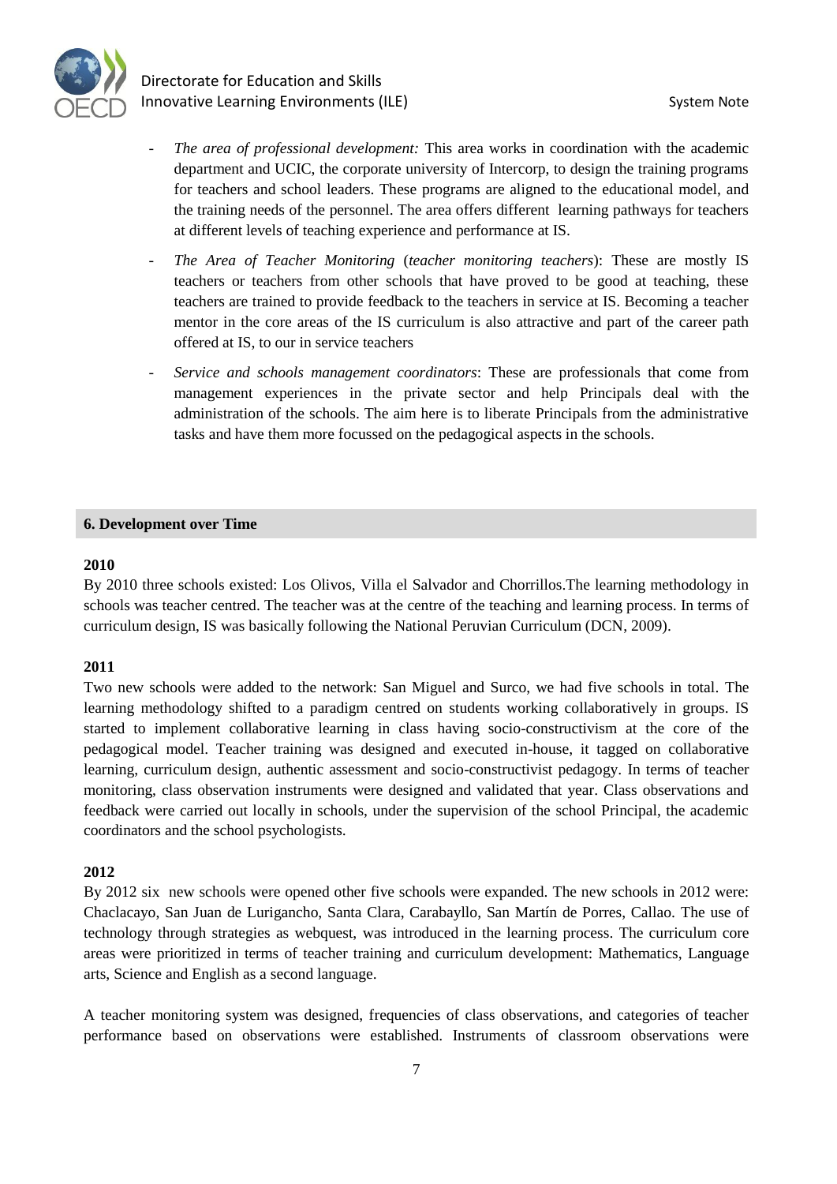- *The area of professional development:* This area works in coordination with the academic department and UCIC, the corporate university of Intercorp, to design the training programs for teachers and school leaders. These programs are aligned to the educational model, and the training needs of the personnel. The area offers different learning pathways for teachers at different levels of teaching experience and performance at IS.

- *The Area of Teacher Monitoring* (*teacher monitoring teachers*): These are mostly IS teachers or teachers from other schools that have proved to be good at teaching, these teachers are trained to provide feedback to the teachers in service at IS. Becoming a teacher mentor in the core areas of the IS curriculum is also attractive and part of the career path offered at IS, to our in service teachers

- *Service and schools management coordinators*: These are professionals that come from management experiences in the private sector and help Principals deal with the administration of the schools. The aim here is to liberate Principals from the administrative tasks and have them more focussed on the pedagogical aspects in the schools.

## 6. Development over Time

**2010**

By 2010 three schools existed: Los Olivos, Villa el Salvador and Chorrillos.The learning methodology in schools was teacher centred. The teacher was at the centre of the teaching and learning process. In terms of curriculum design, IS was basically following the National Peruvian Curriculum (DCN, 2009).

**2011**

Two new schools were added to the network: San Miguel and Surco, we had five schools in total. The learning methodology shifted to a paradigm centred on students working collaboratively in groups. IS started to implement collaborative learning in class having socio-constructivism at the core of the pedagogical model. Teacher training was designed and executed in-house, it tagged on collaborative learning, curriculum design, authentic assessment and socio-constructivist pedagogy. In terms of teacher monitoring, class observation instruments were designed and validated that year. Class observations and feedback were carried out locally in schools, under the supervision of the school Principal, the academic coordinators and the school psychologists.

**2012**

By 2012 six new schools were opened other five schools were expanded. The new schools in 2012 were: Chaclacayo, San Juan de Lurigancho, Santa Clara, Carabayllo, San Martín de Porres, Callao. The use of technology through strategies as webquest, was introduced in the learning process. The curriculum core areas were prioritized in terms of teacher training and curriculum development: Mathematics, Language arts, Science and English as a second language.

A teacher monitoring system was designed, frequencies of class observations, and categories of teacher performance based on observations were established. Instruments of classroom observations were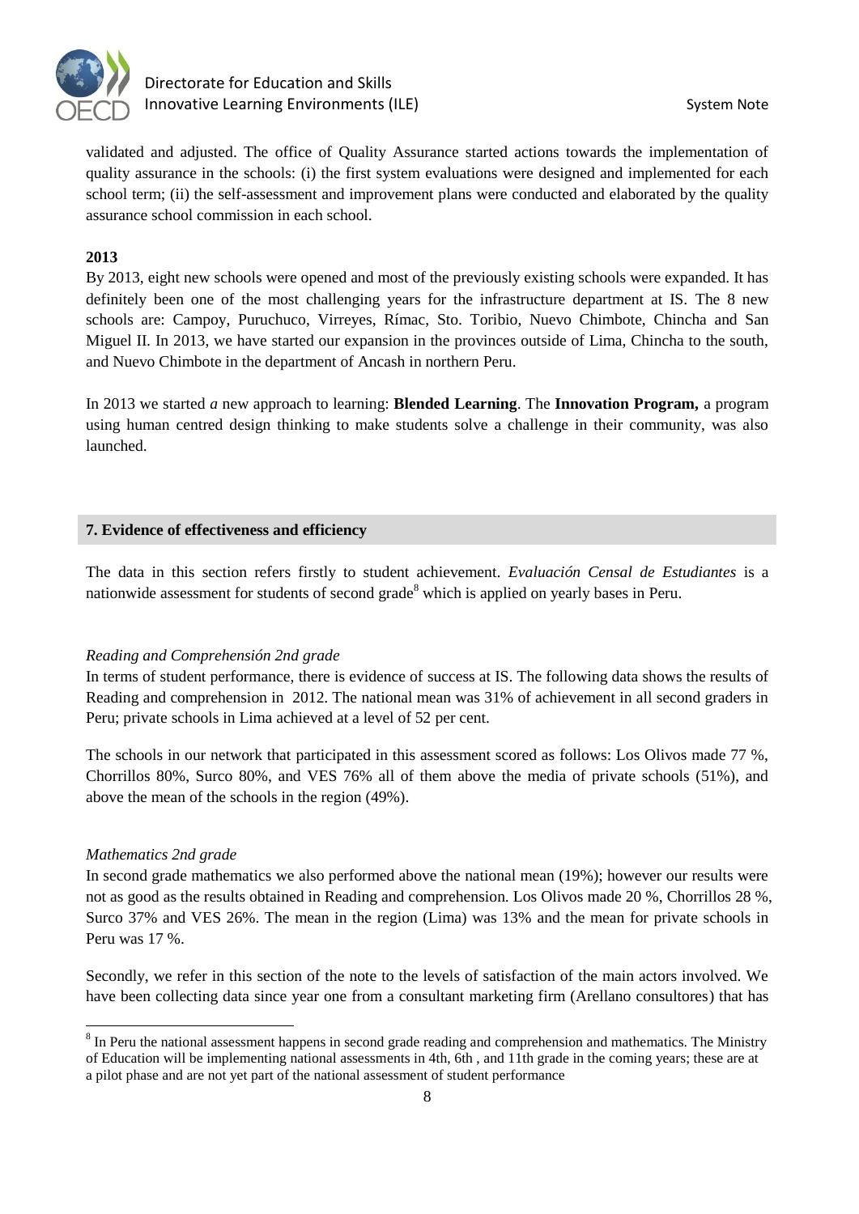validated and adjusted. The office of Quality Assurance started actions towards the implementation of quality assurance in the schools: (i) the first system evaluations were designed and implemented for each school term; (ii) the self-assessment and improvement plans were conducted and elaborated by the quality assurance school commission in each school.

**2013**

By 2013, eight new schools were opened and most of the previously existing schools were expanded. It has definitely been one of the most challenging years for the infrastructure department at IS. The 8 new schools are: Campoy, Puruchuco, Virreyes, Rímac, Sto. Toribio, Nuevo Chimbote, Chincha and San Miguel II. In 2013, we have started our expansion in the provinces outside of Lima, Chincha to the south, and Nuevo Chimbote in the department of Ancash in northern Peru.

In 2013 we started *a* new approach to learning: **Blended Learning**. The **Innovation Program,** a program using human centred design thinking to make students solve a challenge in their community, was also launched.

## 7. Evidence of effectiveness and efficiency

The data in this section refers firstly to student achievement. *Evaluación Censal de Estudiantes* is a nationwide assessment for students of second grade[8] which is applied on yearly bases in Peru.

*Reading and Comprehensión 2nd grade*

In terms of student performance, there is evidence of success at IS. The following data shows the results of Reading and comprehension in 2012. The national mean was 31% of achievement in all second graders in Peru; private schools in Lima achieved at a level of 52 per cent.

The schools in our network that participated in this assessment scored as follows: Los Olivos made 77 %, Chorrillos 80%, Surco 80%, and VES 76% all of them above the media of private schools (51%), and above the mean of the schools in the region (49%).

*Mathematics 2nd grade*

In second grade mathematics we also performed above the national mean (19%); however our results were not as good as the results obtained in Reading and comprehension. Los Olivos made 20 %, Chorrillos 28 %, Surco 37% and VES 26%. The mean in the region (Lima) was 13% and the mean for private schools in Peru was 17 %.

Secondly, we refer in this section of the note to the levels of satisfaction of the main actors involved. We have been collecting data since year one from a consultant marketing firm (Arellano consultores) that has

[8] In Peru the national assessment happens in second grade reading and comprehension and mathematics. The Ministry of Education will be implementing national assessments in 4th, 6th , and 11th grade in the coming years; these are at a pilot phase and are not yet part of the national assessment of student performance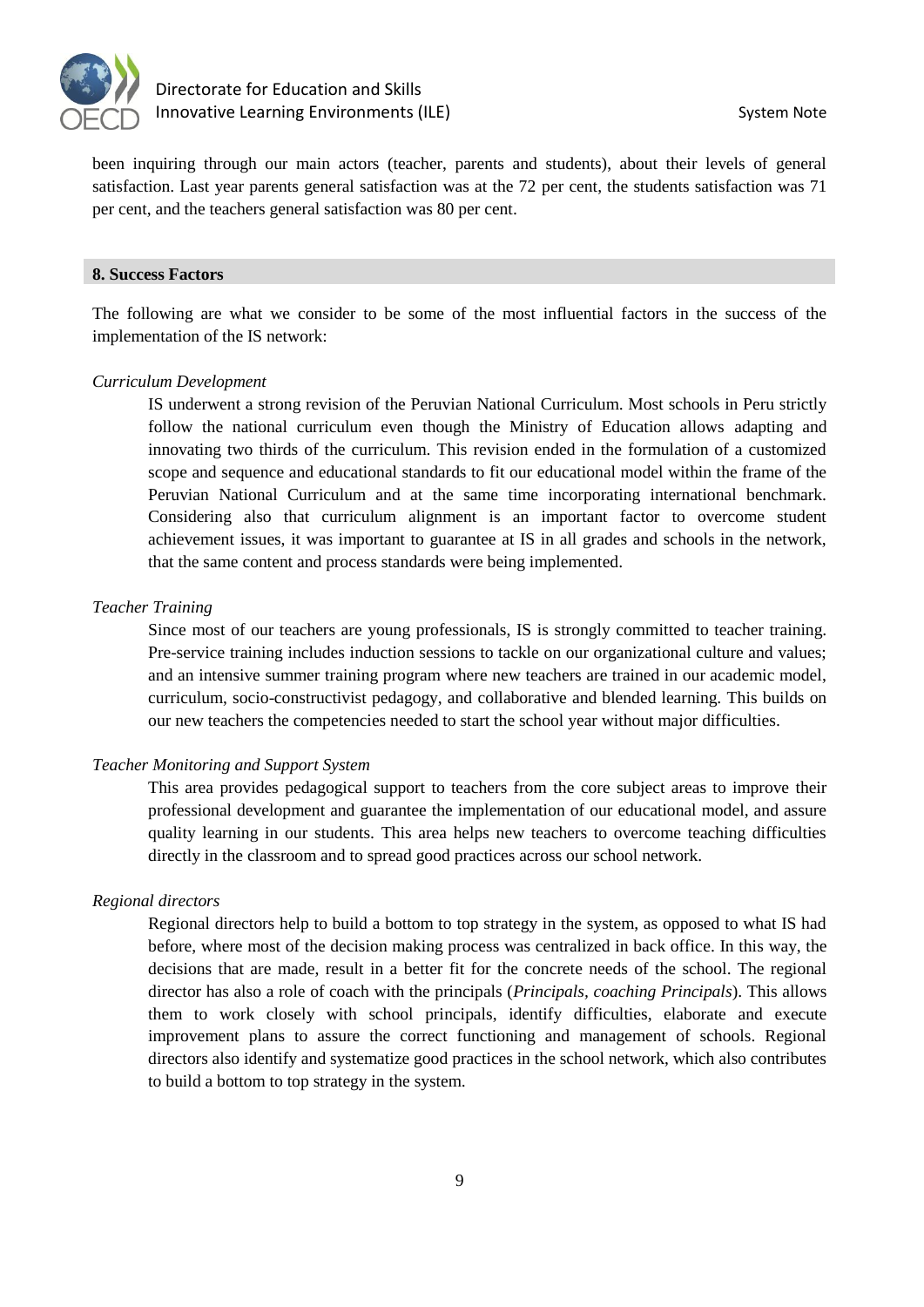been inquiring through our main actors (teacher, parents and students), about their levels of general satisfaction. Last year parents general satisfaction was at the 72 per cent, the students satisfaction was 71 per cent, and the teachers general satisfaction was 80 per cent.

## 8. Success Factors

The following are what we consider to be some of the most influential factors in the success of the implementation of the IS network:

*Curriculum Development*

IS underwent a strong revision of the Peruvian National Curriculum. Most schools in Peru strictly follow the national curriculum even though the Ministry of Education allows adapting and innovating two thirds of the curriculum. This revision ended in the formulation of a customized scope and sequence and educational standards to fit our educational model within the frame of the Peruvian National Curriculum and at the same time incorporating international benchmark. Considering also that curriculum alignment is an important factor to overcome student achievement issues, it was important to guarantee at IS in all grades and schools in the network, that the same content and process standards were being implemented.

*Teacher Training*

Since most of our teachers are young professionals, IS is strongly committed to teacher training. Pre-service training includes induction sessions to tackle on our organizational culture and values; and an intensive summer training program where new teachers are trained in our academic model, curriculum, socio-constructivist pedagogy, and collaborative and blended learning. This builds on our new teachers the competencies needed to start the school year without major difficulties.

*Teacher Monitoring and Support System*

This area provides pedagogical support to teachers from the core subject areas to improve their professional development and guarantee the implementation of our educational model, and assure quality learning in our students. This area helps new teachers to overcome teaching difficulties directly in the classroom and to spread good practices across our school network.

*Regional directors*

Regional directors help to build a bottom to top strategy in the system, as opposed to what IS had before, where most of the decision making process was centralized in back office. In this way, the decisions that are made, result in a better fit for the concrete needs of the school. The regional director has also a role of coach with the principals (*Principals, coaching Principals*). This allows them to work closely with school principals, identify difficulties, elaborate and execute improvement plans to assure the correct functioning and management of schools. Regional directors also identify and systematize good practices in the school network, which also contributes to build a bottom to top strategy in the system.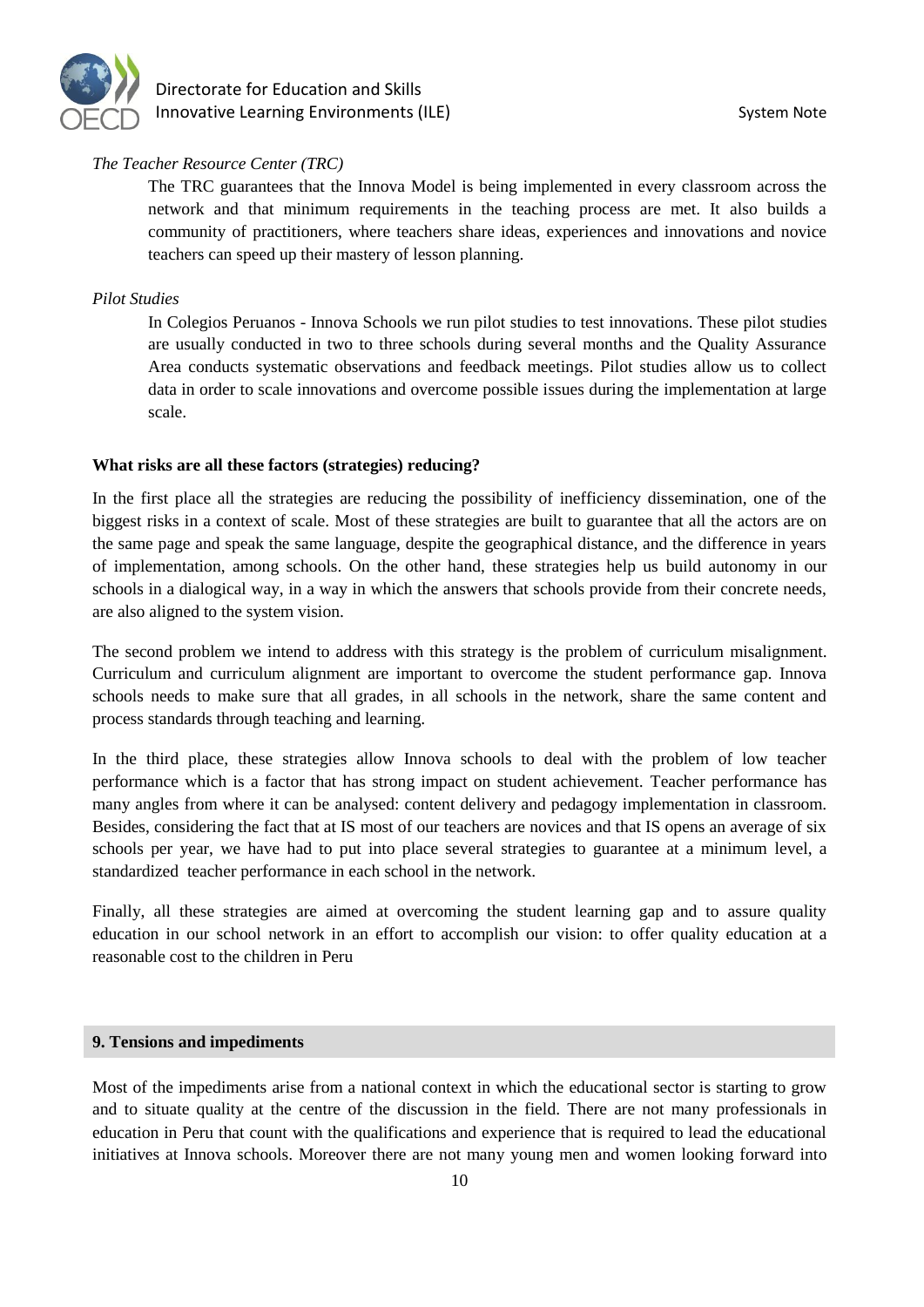*The Teacher Resource Center (TRC)*

The TRC guarantees that the Innova Model is being implemented in every classroom across the network and that minimum requirements in the teaching process are met. It also builds a community of practitioners, where teachers share ideas, experiences and innovations and novice teachers can speed up their mastery of lesson planning.

*Pilot Studies*

In Colegios Peruanos - Innova Schools we run pilot studies to test innovations. These pilot studies are usually conducted in two to three schools during several months and the Quality Assurance Area conducts systematic observations and feedback meetings. Pilot studies allow us to collect data in order to scale innovations and overcome possible issues during the implementation at large scale.

**What risks are all these factors (strategies) reducing?**

In the first place all the strategies are reducing the possibility of inefficiency dissemination, one of the biggest risks in a context of scale. Most of these strategies are built to guarantee that all the actors are on the same page and speak the same language, despite the geographical distance, and the difference in years of implementation, among schools. On the other hand, these strategies help us build autonomy in our schools in a dialogical way, in a way in which the answers that schools provide from their concrete needs, are also aligned to the system vision.

The second problem we intend to address with this strategy is the problem of curriculum misalignment. Curriculum and curriculum alignment are important to overcome the student performance gap. Innova schools needs to make sure that all grades, in all schools in the network, share the same content and process standards through teaching and learning.

In the third place, these strategies allow Innova schools to deal with the problem of low teacher performance which is a factor that has strong impact on student achievement. Teacher performance has many angles from where it can be analysed: content delivery and pedagogy implementation in classroom. Besides, considering the fact that at IS most of our teachers are novices and that IS opens an average of six schools per year, we have had to put into place several strategies to guarantee at a minimum level, a standardized teacher performance in each school in the network.

Finally, all these strategies are aimed at overcoming the student learning gap and to assure quality education in our school network in an effort to accomplish our vision: to offer quality education at a reasonable cost to the children in Peru

## 9. Tensions and impediments

Most of the impediments arise from a national context in which the educational sector is starting to grow and to situate quality at the centre of the discussion in the field. There are not many professionals in education in Peru that count with the qualifications and experience that is required to lead the educational initiatives at Innova schools. Moreover there are not many young men and women looking forward into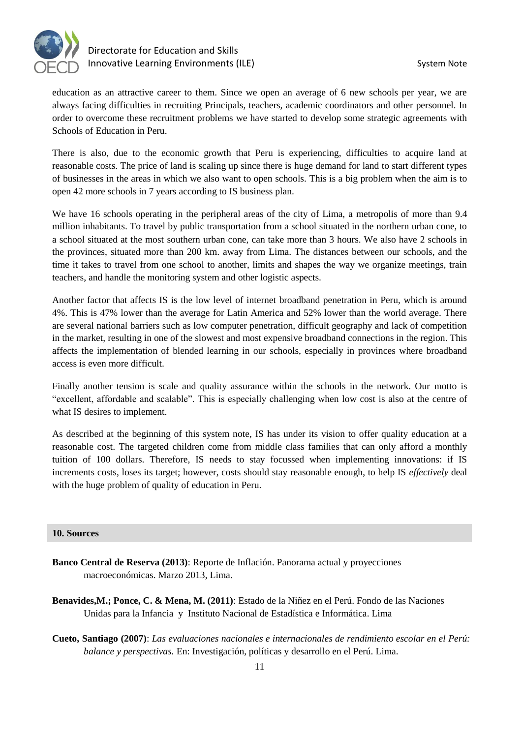education as an attractive career to them. Since we open an average of 6 new schools per year, we are always facing difficulties in recruiting Principals, teachers, academic coordinators and other personnel. In order to overcome these recruitment problems we have started to develop some strategic agreements with Schools of Education in Peru.

There is also, due to the economic growth that Peru is experiencing, difficulties to acquire land at reasonable costs. The price of land is scaling up since there is huge demand for land to start different types of businesses in the areas in which we also want to open schools. This is a big problem when the aim is to open 42 more schools in 7 years according to IS business plan.

We have 16 schools operating in the peripheral areas of the city of Lima, a metropolis of more than 9.4 million inhabitants. To travel by public transportation from a school situated in the northern urban cone, to a school situated at the most southern urban cone, can take more than 3 hours. We also have 2 schools in the provinces, situated more than 200 km. away from Lima. The distances between our schools, and the time it takes to travel from one school to another, limits and shapes the way we organize meetings, train teachers, and handle the monitoring system and other logistic aspects.

Another factor that affects IS is the low level of internet broadband penetration in Peru, which is around 4%. This is 47% lower than the average for Latin America and 52% lower than the world average. There are several national barriers such as low computer penetration, difficult geography and lack of competition in the market, resulting in one of the slowest and most expensive broadband connections in the region. This affects the implementation of blended learning in our schools, especially in provinces where broadband access is even more difficult.

Finally another tension is scale and quality assurance within the schools in the network. Our motto is "excellent, affordable and scalable". This is especially challenging when low cost is also at the centre of what IS desires to implement.

As described at the beginning of this system note, IS has under its vision to offer quality education at a reasonable cost. The targeted children come from middle class families that can only afford a monthly tuition of 100 dollars. Therefore, IS needs to stay focussed when implementing innovations: if IS increments costs, loses its target; however, costs should stay reasonable enough, to help IS *effectively* deal with the huge problem of quality of education in Peru.

## 10. Sources

**Banco Central de Reserva (2013)**: Reporte de Inflación. Panorama actual y proyecciones macroeconómicas. Marzo 2013, Lima.

**Benavides,M.; Ponce, C. & Mena, M. (2011)**: Estado de la Niñez en el Perú. Fondo de las Naciones Unidas para la Infancia y Instituto Nacional de Estadística e Informática. Lima

**Cueto, Santiago (2007)**: *Las evaluaciones nacionales e internacionales de rendimiento escolar en el Perú: balance y perspectivas.* En: Investigación, políticas y desarrollo en el Perú. Lima.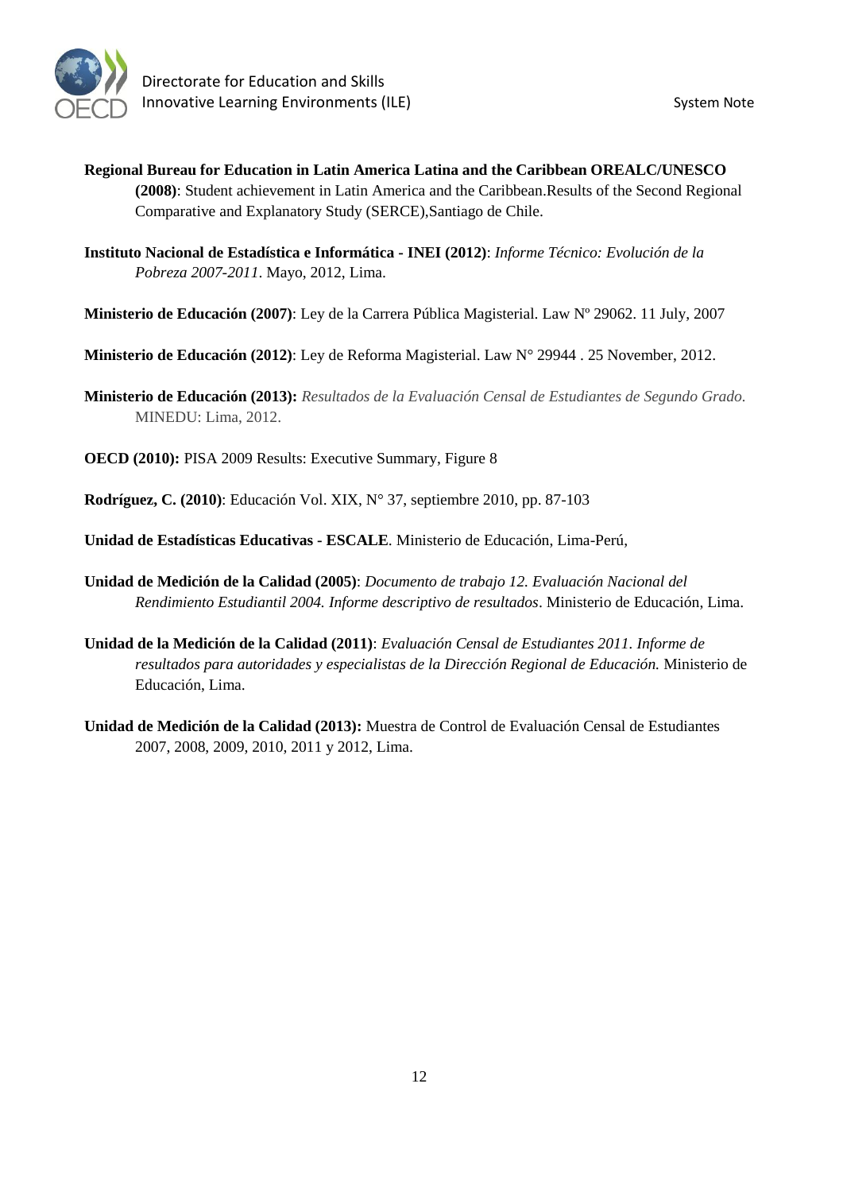**Regional Bureau for Education in Latin America Latina and the Caribbean OREALC/UNESCO (2008)**: Student achievement in Latin America and the Caribbean.Results of the Second Regional Comparative and Explanatory Study (SERCE),Santiago de Chile.

**Instituto Nacional de Estadística e Informática - INEI (2012)**: *Informe Técnico: Evolución de la Pobreza 2007-2011*. Mayo, 2012, Lima.

**Ministerio de Educación (2007)**: Ley de la Carrera Pública Magisterial. Law Nº 29062. 11 July, 2007

**Ministerio de Educación (2012)**: Ley de Reforma Magisterial. Law N° 29944 . 25 November, 2012.

**Ministerio de Educación (2013):** *Resultados de la Evaluación Censal de Estudiantes de Segundo Grado.* MINEDU: Lima, 2012.

**OECD (2010):** PISA 2009 Results: Executive Summary, Figure 8

**Rodríguez, C. (2010)**: Educación Vol. XIX, N° 37, septiembre 2010, pp. 87-103

**Unidad de Estadísticas Educativas - ESCALE**. Ministerio de Educación, Lima-Perú,

**Unidad de Medición de la Calidad (2005)**: *Documento de trabajo 12. Evaluación Nacional del Rendimiento Estudiantil 2004. Informe descriptivo de resultados*. Ministerio de Educación, Lima.

**Unidad de la Medición de la Calidad (2011)**: *Evaluación Censal de Estudiantes 2011. Informe de resultados para autoridades y especialistas de la Dirección Regional de Educación.* Ministerio de Educación, Lima.

**Unidad de Medición de la Calidad (2013):** Muestra de Control de Evaluación Censal de Estudiantes 2007, 2008, 2009, 2010, 2011 y 2012, Lima.